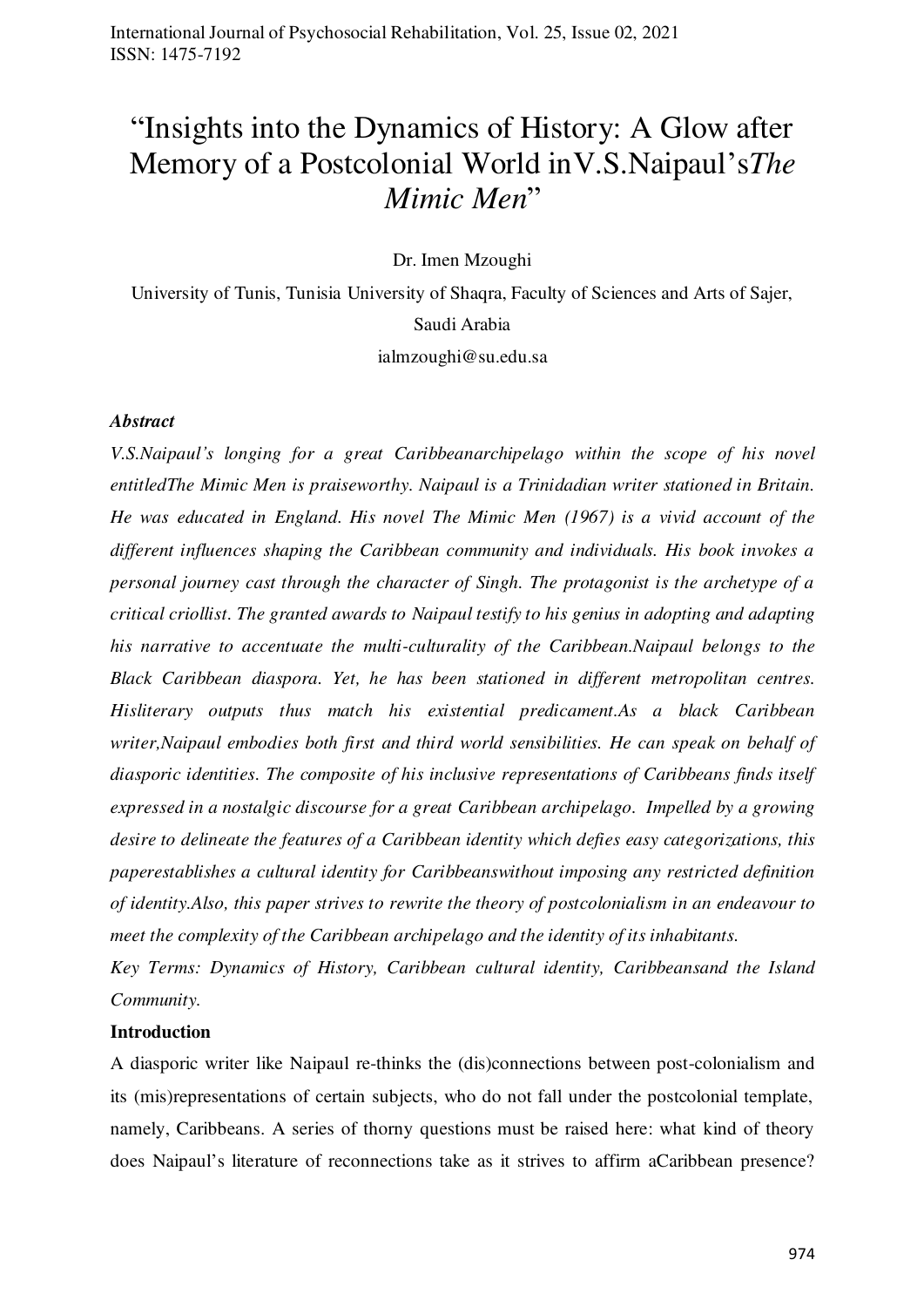# "Insights into the Dynamics of History: A Glow after Memory of a Postcolonial World inV.S.Naipaul's*The Mimic Men*"

Dr. Imen Mzoughi

University of Tunis, Tunisia University of Shaqra, Faculty of Sciences and Arts of Sajer, Saudi Arabia

ialmzoughi@su.edu.sa

***Abstract***

*V.S.Naipaul's longing for a great Caribbeanarchipelago within the scope of his novel entitledThe Mimic Men is praiseworthy. Naipaul is a Trinidadian writer stationed in Britain. He was educated in England. His novel The Mimic Men (1967) is a vivid account of the different influences shaping the Caribbean community and individuals. His book invokes a personal journey cast through the character of Singh. The protagonist is the archetype of a critical criollist. The granted awards to Naipaul testify to his genius in adopting and adapting his narrative to accentuate the multi-culturality of the Caribbean.Naipaul belongs to the Black Caribbean diaspora. Yet, he has been stationed in different metropolitan centres. Hisliterary outputs thus match his existential predicament.As a black Caribbean writer,Naipaul embodies both first and third world sensibilities. He can speak on behalf of diasporic identities. The composite of his inclusive representations of Caribbeans finds itself expressed in a nostalgic discourse for a great Caribbean archipelago. Impelled by a growing desire to delineate the features of a Caribbean identity which defies easy categorizations, this paperestablishes a cultural identity for Caribbeanswithout imposing any restricted definition of identity.Also, this paper strives to rewrite the theory of postcolonialism in an endeavour to meet the complexity of the Caribbean archipelago and the identity of its inhabitants.*

*Key Terms: Dynamics of History, Caribbean cultural identity, Caribbeansand the Island Community.*

**Introduction**

A diasporic writer like Naipaul re-thinks the (dis)connections between post-colonialism and its (mis)representations of certain subjects, who do not fall under the postcolonial template, namely, Caribbeans. A series of thorny questions must be raised here: what kind of theory does Naipaul's literature of reconnections take as it strives to affirm aCaribbean presence?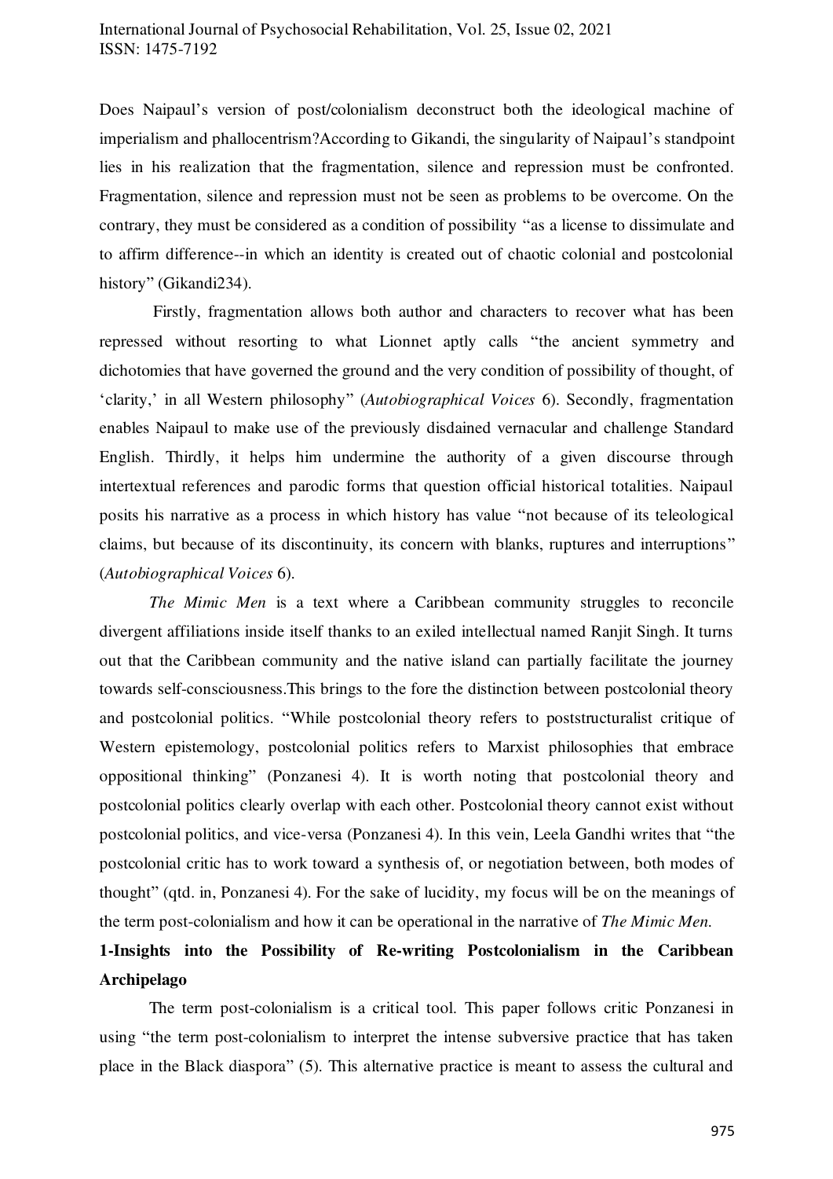Does Naipaul's version of post/colonialism deconstruct both the ideological machine of imperialism and phallocentrism?According to Gikandi, the singularity of Naipaul's standpoint lies in his realization that the fragmentation, silence and repression must be confronted. Fragmentation, silence and repression must not be seen as problems to be overcome. On the contrary, they must be considered as a condition of possibility "as a license to dissimulate and to affirm difference--in which an identity is created out of chaotic colonial and postcolonial history" (Gikandi234).

Firstly, fragmentation allows both author and characters to recover what has been repressed without resorting to what Lionnet aptly calls "the ancient symmetry and dichotomies that have governed the ground and the very condition of possibility of thought, of 'clarity,' in all Western philosophy" (*Autobiographical Voices* 6). Secondly, fragmentation enables Naipaul to make use of the previously disdained vernacular and challenge Standard English. Thirdly, it helps him undermine the authority of a given discourse through intertextual references and parodic forms that question official historical totalities. Naipaul posits his narrative as a process in which history has value "not because of its teleological claims, but because of its discontinuity, its concern with blanks, ruptures and interruptions" (*Autobiographical Voices* 6).

*The Mimic Men* is a text where a Caribbean community struggles to reconcile divergent affiliations inside itself thanks to an exiled intellectual named Ranjit Singh. It turns out that the Caribbean community and the native island can partially facilitate the journey towards self-consciousness.This brings to the fore the distinction between postcolonial theory and postcolonial politics. "While postcolonial theory refers to poststructuralist critique of Western epistemology, postcolonial politics refers to Marxist philosophies that embrace oppositional thinking" (Ponzanesi 4). It is worth noting that postcolonial theory and postcolonial politics clearly overlap with each other. Postcolonial theory cannot exist without postcolonial politics, and vice-versa (Ponzanesi 4). In this vein, Leela Gandhi writes that "the postcolonial critic has to work toward a synthesis of, or negotiation between, both modes of thought" (qtd. in, Ponzanesi 4). For the sake of lucidity, my focus will be on the meanings of the term post-colonialism and how it can be operational in the narrative of *The Mimic Men.*

## 1-Insights into the Possibility of Re-writing Postcolonialism in the Caribbean Archipelago

The term post-colonialism is a critical tool. This paper follows critic Ponzanesi in using "the term post-colonialism to interpret the intense subversive practice that has taken place in the Black diaspora" (5). This alternative practice is meant to assess the cultural and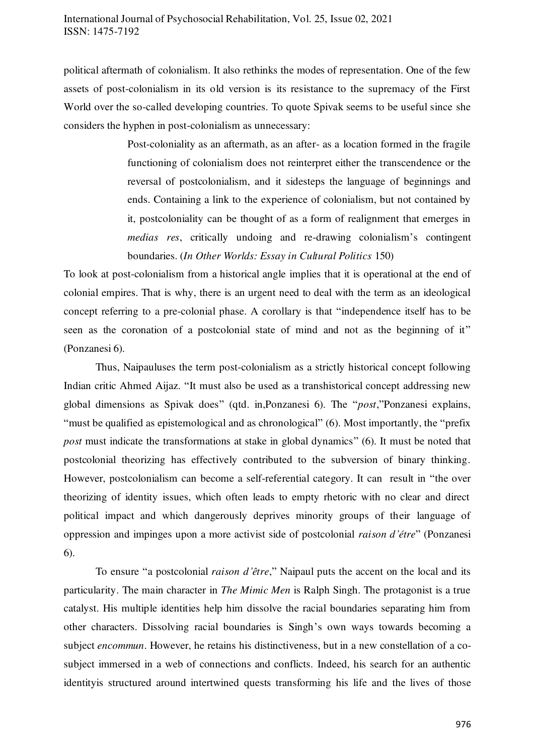political aftermath of colonialism. It also rethinks the modes of representation. One of the few assets of post-colonialism in its old version is its resistance to the supremacy of the First World over the so-called developing countries. To quote Spivak seems to be useful since she considers the hyphen in post-colonialism as unnecessary:

> Post-coloniality as an aftermath, as an after- as a location formed in the fragile functioning of colonialism does not reinterpret either the transcendence or the reversal of postcolonialism, and it sidesteps the language of beginnings and ends. Containing a link to the experience of colonialism, but not contained by it, postcoloniality can be thought of as a form of realignment that emerges in *medias res*, critically undoing and re-drawing colonialism's contingent boundaries. (*In Other Worlds: Essay in Cultural Politics* 150)

To look at post-colonialism from a historical angle implies that it is operational at the end of colonial empires. That is why, there is an urgent need to deal with the term as an ideological concept referring to a pre-colonial phase. A corollary is that "independence itself has to be seen as the coronation of a postcolonial state of mind and not as the beginning of it" (Ponzanesi 6).

Thus, Naipauluses the term post-colonialism as a strictly historical concept following Indian critic Ahmed Aijaz. "It must also be used as a transhistorical concept addressing new global dimensions as Spivak does" (qtd. in,Ponzanesi 6). The "*post*,"Ponzanesi explains, "must be qualified as epistemological and as chronological" (6). Most importantly, the "prefix *post* must indicate the transformations at stake in global dynamics" (6). It must be noted that postcolonial theorizing has effectively contributed to the subversion of binary thinking. However, postcolonialism can become a self-referential category. It can result in "the over theorizing of identity issues, which often leads to empty rhetoric with no clear and direct political impact and which dangerously deprives minority groups of their language of oppression and impinges upon a more activist side of postcolonial *raison d'étre*" (Ponzanesi 6).

To ensure "a postcolonial *raison d'être*," Naipaul puts the accent on the local and its particularity. The main character in *The Mimic Men* is Ralph Singh. The protagonist is a true catalyst. His multiple identities help him dissolve the racial boundaries separating him from other characters. Dissolving racial boundaries is Singh's own ways towards becoming a subject *encommun*. However, he retains his distinctiveness, but in a new constellation of a co-subject immersed in a web of connections and conflicts. Indeed, his search for an authentic identityis structured around intertwined quests transforming his life and the lives of those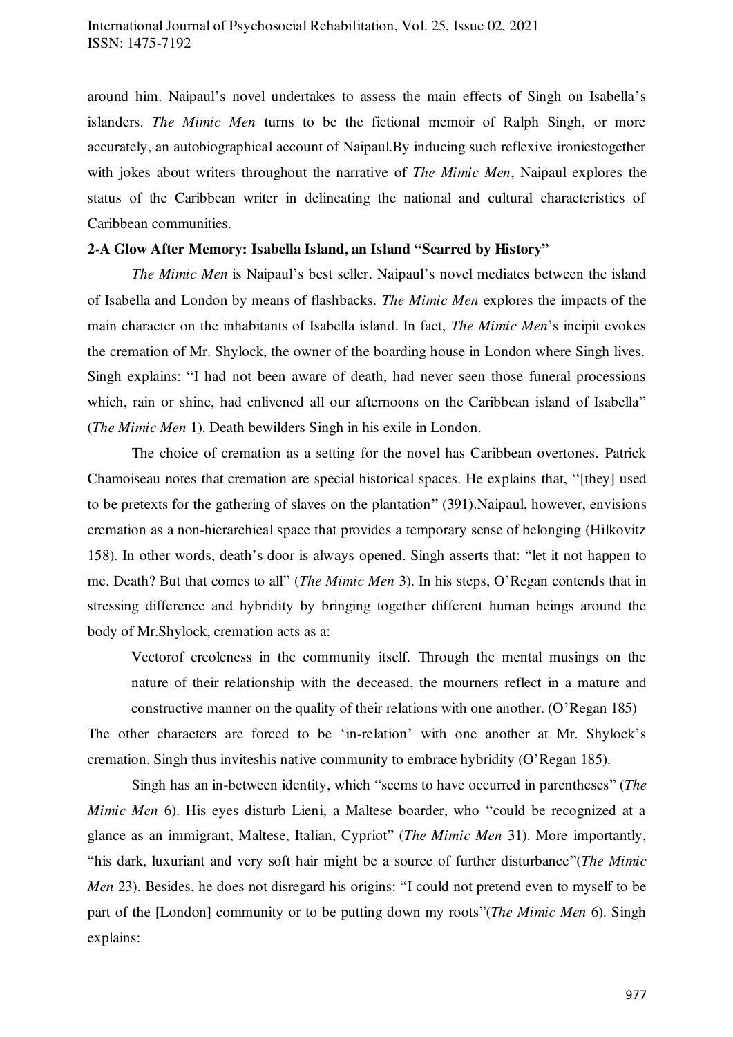around him. Naipaul's novel undertakes to assess the main effects of Singh on Isabella's islanders. *The Mimic Men* turns to be the fictional memoir of Ralph Singh, or more accurately, an autobiographical account of Naipaul.By inducing such reflexive ironiestogether with jokes about writers throughout the narrative of *The Mimic Men*, Naipaul explores the status of the Caribbean writer in delineating the national and cultural characteristics of Caribbean communities.

**2-A Glow After Memory: Isabella Island, an Island "Scarred by History"**

*The Mimic Men* is Naipaul's best seller. Naipaul's novel mediates between the island of Isabella and London by means of flashbacks. *The Mimic Men* explores the impacts of the main character on the inhabitants of Isabella island. In fact, *The Mimic Men*'s incipit evokes the cremation of Mr. Shylock, the owner of the boarding house in London where Singh lives. Singh explains: "I had not been aware of death, had never seen those funeral processions which, rain or shine, had enlivened all our afternoons on the Caribbean island of Isabella" (*The Mimic Men* 1). Death bewilders Singh in his exile in London.

The choice of cremation as a setting for the novel has Caribbean overtones. Patrick Chamoiseau notes that cremation are special historical spaces. He explains that, "[they] used to be pretexts for the gathering of slaves on the plantation" (391).Naipaul, however, envisions cremation as a non-hierarchical space that provides a temporary sense of belonging (Hilkovitz 158). In other words, death's door is always opened. Singh asserts that: "let it not happen to me. Death? But that comes to all" (*The Mimic Men* 3). In his steps, O'Regan contends that in stressing difference and hybridity by bringing together different human beings around the body of Mr.Shylock, cremation acts as a:

> Vectorof creoleness in the community itself. Through the mental musings on the nature of their relationship with the deceased, the mourners reflect in a mature and constructive manner on the quality of their relations with one another. (O'Regan 185)

The other characters are forced to be 'in-relation' with one another at Mr. Shylock's cremation. Singh thus inviteshis native community to embrace hybridity (O'Regan 185).

Singh has an in-between identity, which "seems to have occurred in parentheses" (*The Mimic Men* 6). His eyes disturb Lieni, a Maltese boarder, who "could be recognized at a glance as an immigrant, Maltese, Italian, Cypriot" (*The Mimic Men* 31). More importantly, "his dark, luxuriant and very soft hair might be a source of further disturbance"(*The Mimic Men* 23). Besides, he does not disregard his origins: "I could not pretend even to myself to be part of the [London] community or to be putting down my roots"(*The Mimic Men* 6). Singh explains: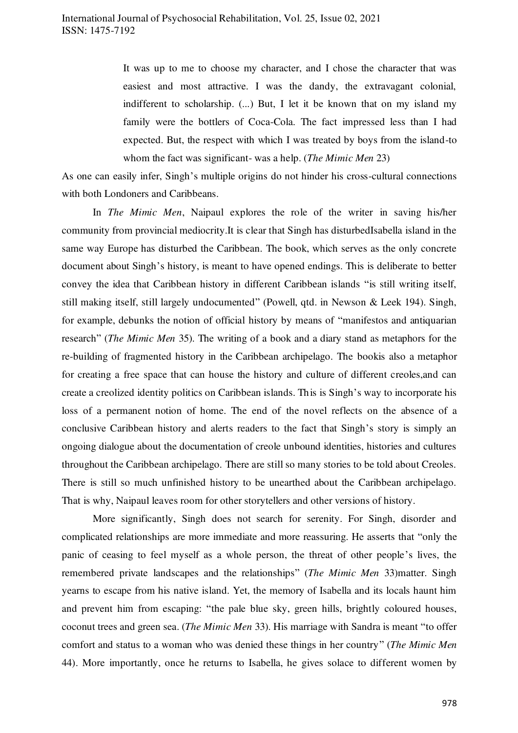> It was up to me to choose my character, and I chose the character that was easiest and most attractive. I was the dandy, the extravagant colonial, indifferent to scholarship. (...) But, I let it be known that on my island my family were the bottlers of Coca-Cola. The fact impressed less than I had expected. But, the respect with which I was treated by boys from the island-to whom the fact was significant- was a help. (*The Mimic Men* 23)

As one can easily infer, Singh's multiple origins do not hinder his cross-cultural connections with both Londoners and Caribbeans.

In *The Mimic Men*, Naipaul explores the role of the writer in saving his/her community from provincial mediocrity.It is clear that Singh has disturbedIsabella island in the same way Europe has disturbed the Caribbean. The book, which serves as the only concrete document about Singh's history, is meant to have opened endings. This is deliberate to better convey the idea that Caribbean history in different Caribbean islands "is still writing itself, still making itself, still largely undocumented" (Powell, qtd. in Newson & Leek 194). Singh, for example, debunks the notion of official history by means of "manifestos and antiquarian research" (*The Mimic Men* 35). The writing of a book and a diary stand as metaphors for the re-building of fragmented history in the Caribbean archipelago. The bookis also a metaphor for creating a free space that can house the history and culture of different creoles,and can create a creolized identity politics on Caribbean islands. This is Singh's way to incorporate his loss of a permanent notion of home. The end of the novel reflects on the absence of a conclusive Caribbean history and alerts readers to the fact that Singh's story is simply an ongoing dialogue about the documentation of creole unbound identities, histories and cultures throughout the Caribbean archipelago. There are still so many stories to be told about Creoles. There is still so much unfinished history to be unearthed about the Caribbean archipelago. That is why, Naipaul leaves room for other storytellers and other versions of history.

More significantly, Singh does not search for serenity. For Singh, disorder and complicated relationships are more immediate and more reassuring. He asserts that "only the panic of ceasing to feel myself as a whole person, the threat of other people's lives, the remembered private landscapes and the relationships" (*The Mimic Men* 33)matter. Singh yearns to escape from his native island. Yet, the memory of Isabella and its locals haunt him and prevent him from escaping: "the pale blue sky, green hills, brightly coloured houses, coconut trees and green sea. (*The Mimic Men* 33). His marriage with Sandra is meant "to offer comfort and status to a woman who was denied these things in her country" (*The Mimic Men* 44). More importantly, once he returns to Isabella, he gives solace to different women by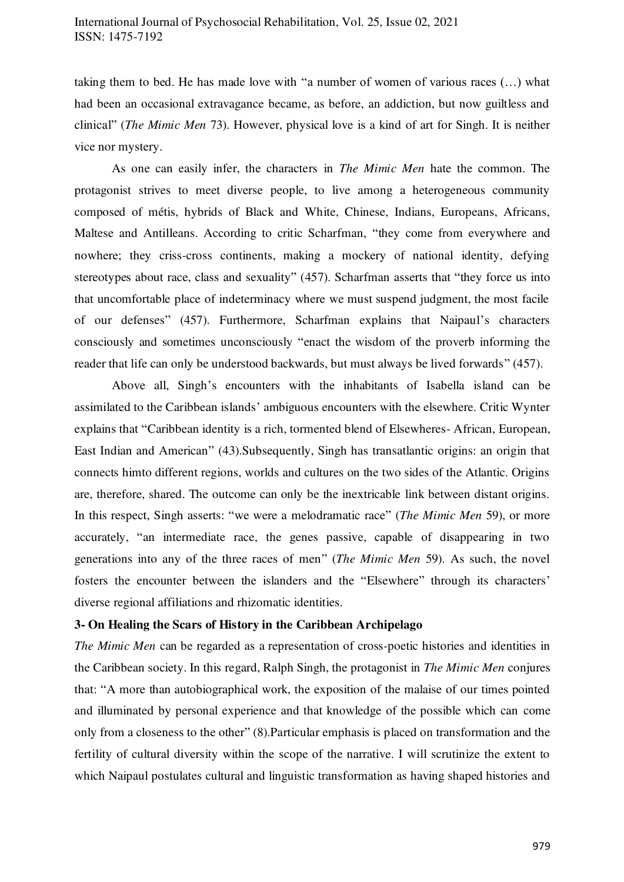taking them to bed. He has made love with "a number of women of various races (…) what had been an occasional extravagance became, as before, an addiction, but now guiltless and clinical" (*The Mimic Men* 73). However, physical love is a kind of art for Singh. It is neither vice nor mystery.

As one can easily infer, the characters in *The Mimic Men* hate the common. The protagonist strives to meet diverse people, to live among a heterogeneous community composed of métis, hybrids of Black and White, Chinese, Indians, Europeans, Africans, Maltese and Antilleans. According to critic Scharfman, "they come from everywhere and nowhere; they criss-cross continents, making a mockery of national identity, defying stereotypes about race, class and sexuality" (457). Scharfman asserts that "they force us into that uncomfortable place of indeterminacy where we must suspend judgment, the most facile of our defenses" (457). Furthermore, Scharfman explains that Naipaul's characters consciously and sometimes unconsciously "enact the wisdom of the proverb informing the reader that life can only be understood backwards, but must always be lived forwards" (457).

Above all, Singh's encounters with the inhabitants of Isabella island can be assimilated to the Caribbean islands' ambiguous encounters with the elsewhere. Critic Wynter explains that "Caribbean identity is a rich, tormented blend of Elsewheres- African, European, East Indian and American" (43).Subsequently, Singh has transatlantic origins: an origin that connects himto different regions, worlds and cultures on the two sides of the Atlantic. Origins are, therefore, shared. The outcome can only be the inextricable link between distant origins. In this respect, Singh asserts: "we were a melodramatic race" (*The Mimic Men* 59), or more accurately, "an intermediate race, the genes passive, capable of disappearing in two generations into any of the three races of men" (*The Mimic Men* 59). As such, the novel fosters the encounter between the islanders and the "Elsewhere" through its characters' diverse regional affiliations and rhizomatic identities.

### 3- On Healing the Scars of History in the Caribbean Archipelago

*The Mimic Men* can be regarded as a representation of cross-poetic histories and identities in the Caribbean society. In this regard, Ralph Singh, the protagonist in *The Mimic Men* conjures that: "A more than autobiographical work, the exposition of the malaise of our times pointed and illuminated by personal experience and that knowledge of the possible which can come only from a closeness to the other" (8).Particular emphasis is placed on transformation and the fertility of cultural diversity within the scope of the narrative. I will scrutinize the extent to which Naipaul postulates cultural and linguistic transformation as having shaped histories and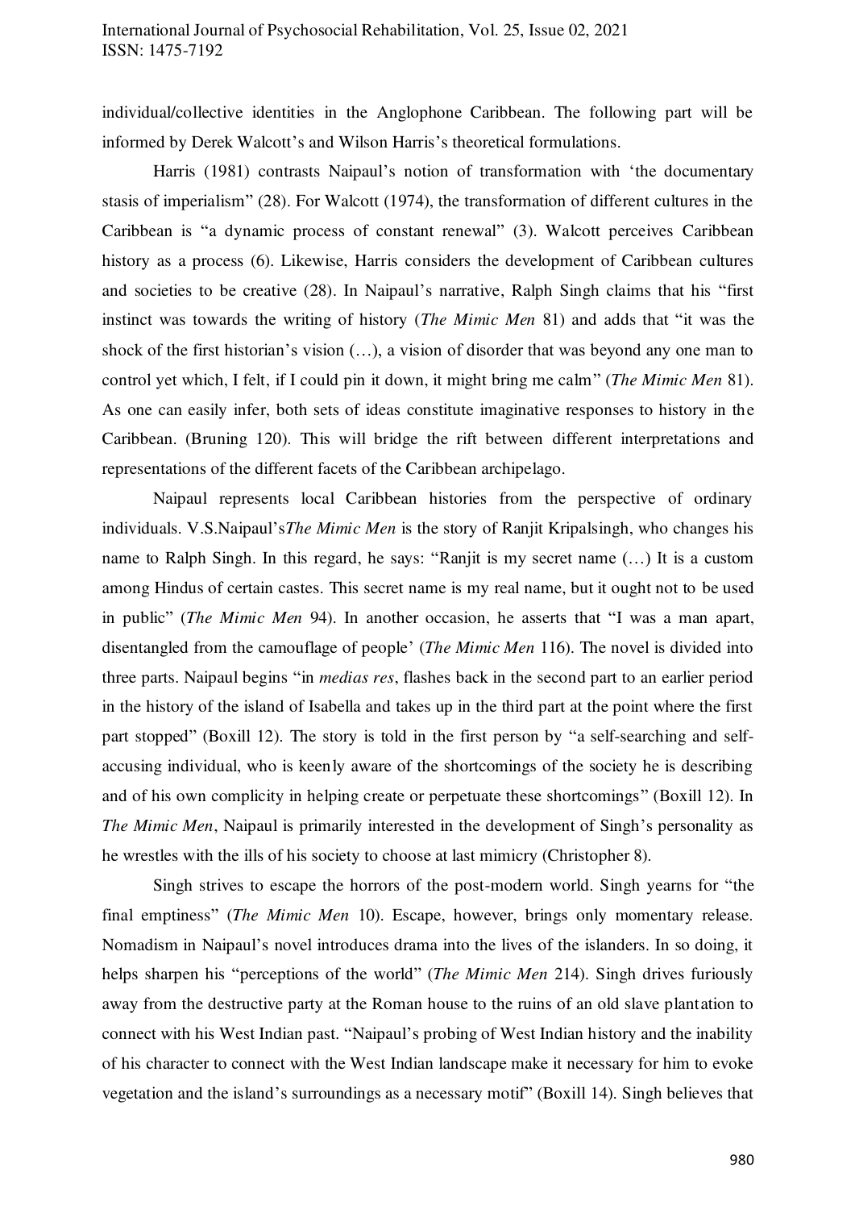individual/collective identities in the Anglophone Caribbean. The following part will be informed by Derek Walcott's and Wilson Harris's theoretical formulations.

Harris (1981) contrasts Naipaul's notion of transformation with 'the documentary stasis of imperialism" (28). For Walcott (1974), the transformation of different cultures in the Caribbean is "a dynamic process of constant renewal" (3). Walcott perceives Caribbean history as a process (6). Likewise, Harris considers the development of Caribbean cultures and societies to be creative (28). In Naipaul's narrative, Ralph Singh claims that his "first instinct was towards the writing of history (*The Mimic Men* 81) and adds that "it was the shock of the first historian's vision (…), a vision of disorder that was beyond any one man to control yet which, I felt, if I could pin it down, it might bring me calm" (*The Mimic Men* 81). As one can easily infer, both sets of ideas constitute imaginative responses to history in the Caribbean. (Bruning 120). This will bridge the rift between different interpretations and representations of the different facets of the Caribbean archipelago.

Naipaul represents local Caribbean histories from the perspective of ordinary individuals. V.S.Naipaul's*The Mimic Men* is the story of Ranjit Kripalsingh, who changes his name to Ralph Singh. In this regard, he says: "Ranjit is my secret name (…) It is a custom among Hindus of certain castes. This secret name is my real name, but it ought not to be used in public" (*The Mimic Men* 94). In another occasion, he asserts that "I was a man apart, disentangled from the camouflage of people' (*The Mimic Men* 116). The novel is divided into three parts. Naipaul begins "in *medias res*, flashes back in the second part to an earlier period in the history of the island of Isabella and takes up in the third part at the point where the first part stopped" (Boxill 12). The story is told in the first person by "a self-searching and self-accusing individual, who is keenly aware of the shortcomings of the society he is describing and of his own complicity in helping create or perpetuate these shortcomings" (Boxill 12). In *The Mimic Men*, Naipaul is primarily interested in the development of Singh's personality as he wrestles with the ills of his society to choose at last mimicry (Christopher 8).

Singh strives to escape the horrors of the post-modern world. Singh yearns for "the final emptiness" (*The Mimic Men* 10). Escape, however, brings only momentary release. Nomadism in Naipaul's novel introduces drama into the lives of the islanders. In so doing, it helps sharpen his "perceptions of the world" (*The Mimic Men* 214). Singh drives furiously away from the destructive party at the Roman house to the ruins of an old slave plantation to connect with his West Indian past. "Naipaul's probing of West Indian history and the inability of his character to connect with the West Indian landscape make it necessary for him to evoke vegetation and the island's surroundings as a necessary motif" (Boxill 14). Singh believes that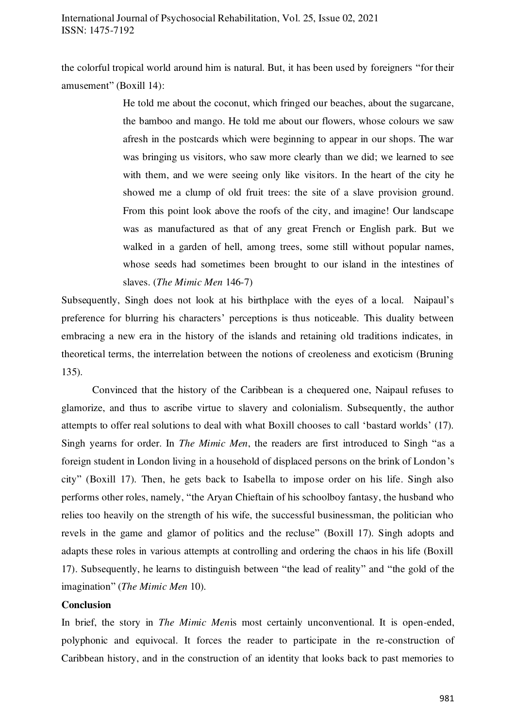the colorful tropical world around him is natural. But, it has been used by foreigners "for their amusement" (Boxill 14):

> He told me about the coconut, which fringed our beaches, about the sugarcane, the bamboo and mango. He told me about our flowers, whose colours we saw afresh in the postcards which were beginning to appear in our shops. The war was bringing us visitors, who saw more clearly than we did; we learned to see with them, and we were seeing only like visitors. In the heart of the city he showed me a clump of old fruit trees: the site of a slave provision ground. From this point look above the roofs of the city, and imagine! Our landscape was as manufactured as that of any great French or English park. But we walked in a garden of hell, among trees, some still without popular names, whose seeds had sometimes been brought to our island in the intestines of slaves. (*The Mimic Men* 146-7)

Subsequently, Singh does not look at his birthplace with the eyes of a local. Naipaul's preference for blurring his characters' perceptions is thus noticeable. This duality between embracing a new era in the history of the islands and retaining old traditions indicates, in theoretical terms, the interrelation between the notions of creoleness and exoticism (Bruning 135).

Convinced that the history of the Caribbean is a chequered one, Naipaul refuses to glamorize, and thus to ascribe virtue to slavery and colonialism. Subsequently, the author attempts to offer real solutions to deal with what Boxill chooses to call 'bastard worlds' (17). Singh yearns for order. In *The Mimic Men*, the readers are first introduced to Singh "as a foreign student in London living in a household of displaced persons on the brink of London's city" (Boxill 17). Then, he gets back to Isabella to impose order on his life. Singh also performs other roles, namely, "the Aryan Chieftain of his schoolboy fantasy, the husband who relies too heavily on the strength of his wife, the successful businessman, the politician who revels in the game and glamor of politics and the recluse" (Boxill 17). Singh adopts and adapts these roles in various attempts at controlling and ordering the chaos in his life (Boxill 17). Subsequently, he learns to distinguish between "the lead of reality" and "the gold of the imagination" (*The Mimic Men* 10).

## Conclusion

In brief, the story in *The Mimic Men*is most certainly unconventional. It is open-ended, polyphonic and equivocal. It forces the reader to participate in the re-construction of Caribbean history, and in the construction of an identity that looks back to past memories to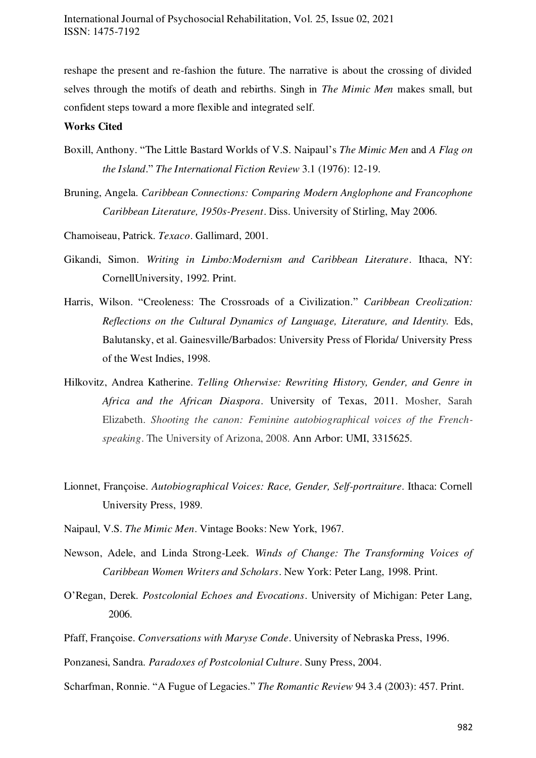reshape the present and re-fashion the future. The narrative is about the crossing of divided selves through the motifs of death and rebirths. Singh in *The Mimic Men* makes small, but confident steps toward a more flexible and integrated self.

**Works Cited**

Boxill, Anthony. "The Little Bastard Worlds of V.S. Naipaul's *The Mimic Men* and *A Flag on the Island*." *The International Fiction Review* 3.1 (1976): 12-19.

Bruning, Angela. *Caribbean Connections: Comparing Modern Anglophone and Francophone Caribbean Literature, 1950s-Present*. Diss. University of Stirling, May 2006.

Chamoiseau, Patrick. *Texaco*. Gallimard, 2001.

Gikandi, Simon. *Writing in Limbo:Modernism and Caribbean Literature*. Ithaca, NY: CornellUniversity, 1992. Print.

Harris, Wilson. "Creoleness: The Crossroads of a Civilization." *Caribbean Creolization: Reflections on the Cultural Dynamics of Language, Literature, and Identity.* Eds, Balutansky, et al. Gainesville/Barbados: University Press of Florida/ University Press of the West Indies, 1998.

Hilkovitz, Andrea Katherine. *Telling Otherwise: Rewriting History, Gender, and Genre in Africa and the African Diaspora*. University of Texas, 2011. Mosher, Sarah Elizabeth. *Shooting the canon: Feminine autobiographical voices of the French-speaking*. The University of Arizona, 2008. Ann Arbor: UMI, 3315625.

Lionnet, Françoise. *Autobiographical Voices: Race, Gender, Self-portraiture*. Ithaca: Cornell University Press, 1989.

Naipaul, V.S. *The Mimic Men*. Vintage Books: New York, 1967.

Newson, Adele, and Linda Strong-Leek. *Winds of Change: The Transforming Voices of Caribbean Women Writers and Scholars*. New York: Peter Lang, 1998. Print.

O'Regan, Derek. *Postcolonial Echoes and Evocations*. University of Michigan: Peter Lang, 2006.

Pfaff, Françoise. *Conversations with Maryse Conde*. University of Nebraska Press, 1996.

Ponzanesi, Sandra. *Paradoxes of Postcolonial Culture*. Suny Press, 2004.

Scharfman, Ronnie. "A Fugue of Legacies." *The Romantic Review* 94 3.4 (2003): 457. Print.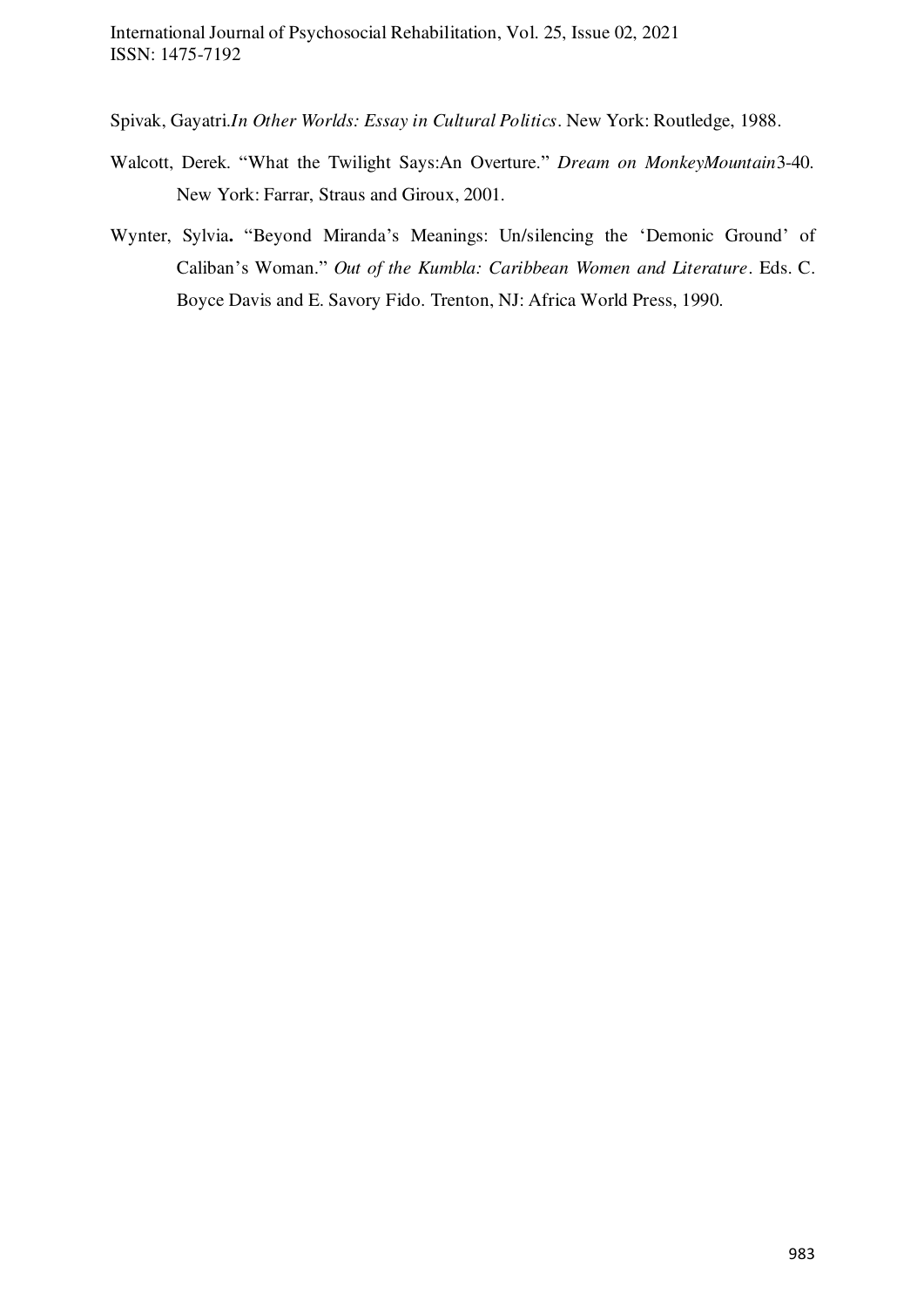Spivak, Gayatri.*In Other Worlds: Essay in Cultural Politics*. New York: Routledge, 1988.

Walcott, Derek. "What the Twilight Says:An Overture." *Dream on MonkeyMountain*3-40. New York: Farrar, Straus and Giroux, 2001.

Wynter, Sylvia**.** "Beyond Miranda's Meanings: Un/silencing the 'Demonic Ground' of Caliban's Woman." *Out of the Kumbla: Caribbean Women and Literature*. Eds. C. Boyce Davis and E. Savory Fido. Trenton, NJ: Africa World Press, 1990.